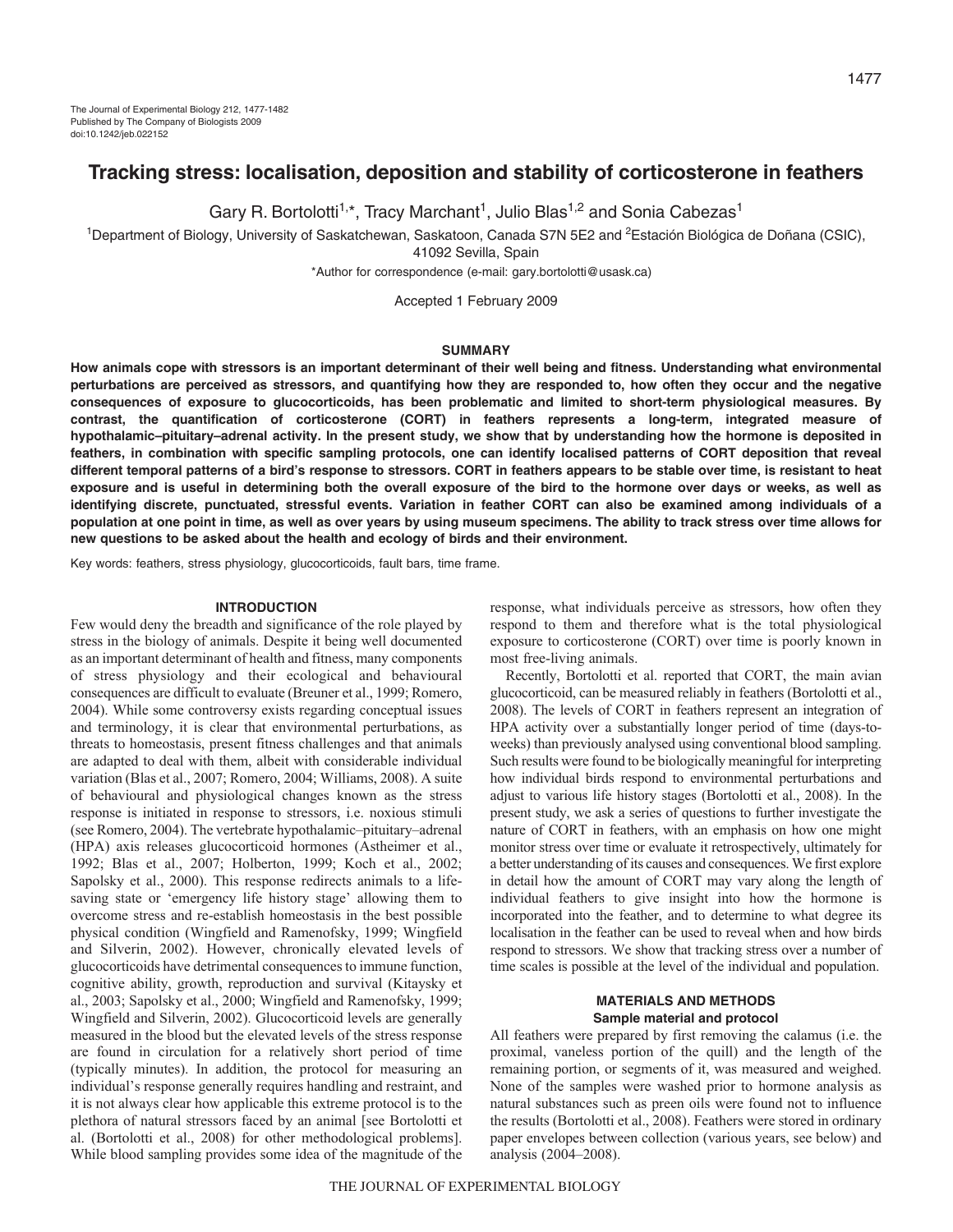# Tracking stress: localisation, deposition and stability of corticosterone in feathers

Gary R. Bortolotti[1,*], Tracy Marchant[1], Julio Blas[1,2] and Sonia Cabezas[1]

[1]Department of Biology, University of Saskatchewan, Saskatoon, Canada S7N 5E2 and [2]Estación Biológica de Doñana (CSIC), 41092 Sevilla, Spain

*Author for correspondence (e-mail: gary.bortolotti@usask.ca)

Accepted 1 February 2009

## SUMMARY

**How animals cope with stressors is an important determinant of their well being and fitness. Understanding what environmental perturbations are perceived as stressors, and quantifying how they are responded to, how often they occur and the negative consequences of exposure to glucocorticoids, has been problematic and limited to short-term physiological measures. By contrast, the quantification of corticosterone (CORT) in feathers represents a long-term, integrated measure of hypothalamic–pituitary–adrenal activity. In the present study, we show that by understanding how the hormone is deposited in feathers, in combination with specific sampling protocols, one can identify localised patterns of CORT deposition that reveal different temporal patterns of a bird's response to stressors. CORT in feathers appears to be stable over time, is resistant to heat exposure and is useful in determining both the overall exposure of the bird to the hormone over days or weeks, as well as identifying discrete, punctuated, stressful events. Variation in feather CORT can also be examined among individuals of a population at one point in time, as well as over years by using museum specimens. The ability to track stress over time allows for new questions to be asked about the health and ecology of birds and their environment.**

Key words: feathers, stress physiology, glucocorticoids, fault bars, time frame.

## INTRODUCTION

Few would deny the breadth and significance of the role played by stress in the biology of animals. Despite it being well documented as an important determinant of health and fitness, many components of stress physiology and their ecological and behavioural consequences are difficult to evaluate (Breuner et al., 1999; Romero, 2004). While some controversy exists regarding conceptual issues and terminology, it is clear that environmental perturbations, as threats to homeostasis, present fitness challenges and that animals are adapted to deal with them, albeit with considerable individual variation (Blas et al., 2007; Romero, 2004; Williams, 2008). A suite of behavioural and physiological changes known as the stress response is initiated in response to stressors, i.e. noxious stimuli (see Romero, 2004). The vertebrate hypothalamic–pituitary–adrenal (HPA) axis releases glucocorticoid hormones (Astheimer et al., 1992; Blas et al., 2007; Holberton, 1999; Koch et al., 2002; Sapolsky et al., 2000). This response redirects animals to a life-saving state or 'emergency life history stage' allowing them to overcome stress and re-establish homeostasis in the best possible physical condition (Wingfield and Ramenofsky, 1999; Wingfield and Silverin, 2002). However, chronically elevated levels of glucocorticoids have detrimental consequences to immune function, cognitive ability, growth, reproduction and survival (Kitaysky et al., 2003; Sapolsky et al., 2000; Wingfield and Ramenofsky, 1999; Wingfield and Silverin, 2002). Glucocorticoid levels are generally measured in the blood but the elevated levels of the stress response are found in circulation for a relatively short period of time (typically minutes). In addition, the protocol for measuring an individual's response generally requires handling and restraint, and it is not always clear how applicable this extreme protocol is to the plethora of natural stressors faced by an animal [see Bortolotti et al. (Bortolotti et al., 2008) for other methodological problems]. While blood sampling provides some idea of the magnitude of the response, what individuals perceive as stressors, how often they respond to them and therefore what is the total physiological exposure to corticosterone (CORT) over time is poorly known in most free-living animals.

Recently, Bortolotti et al. reported that CORT, the main avian glucocorticoid, can be measured reliably in feathers (Bortolotti et al., 2008). The levels of CORT in feathers represent an integration of HPA activity over a substantially longer period of time (days-to-weeks) than previously analysed using conventional blood sampling. Such results were found to be biologically meaningful for interpreting how individual birds respond to environmental perturbations and adjust to various life history stages (Bortolotti et al., 2008). In the present study, we ask a series of questions to further investigate the nature of CORT in feathers, with an emphasis on how one might monitor stress over time or evaluate it retrospectively, ultimately for a better understanding of its causes and consequences. We first explore in detail how the amount of CORT may vary along the length of individual feathers to give insight into how the hormone is incorporated into the feather, and to determine to what degree its localisation in the feather can be used to reveal when and how birds respond to stressors. We show that tracking stress over a number of time scales is possible at the level of the individual and population.

## MATERIALS AND METHODS

### Sample material and protocol

All feathers were prepared by first removing the calamus (i.e. the proximal, vaneless portion of the quill) and the length of the remaining portion, or segments of it, was measured and weighed. None of the samples were washed prior to hormone analysis as natural substances such as preen oils were found not to influence the results (Bortolotti et al., 2008). Feathers were stored in ordinary paper envelopes between collection (various years, see below) and analysis (2004–2008).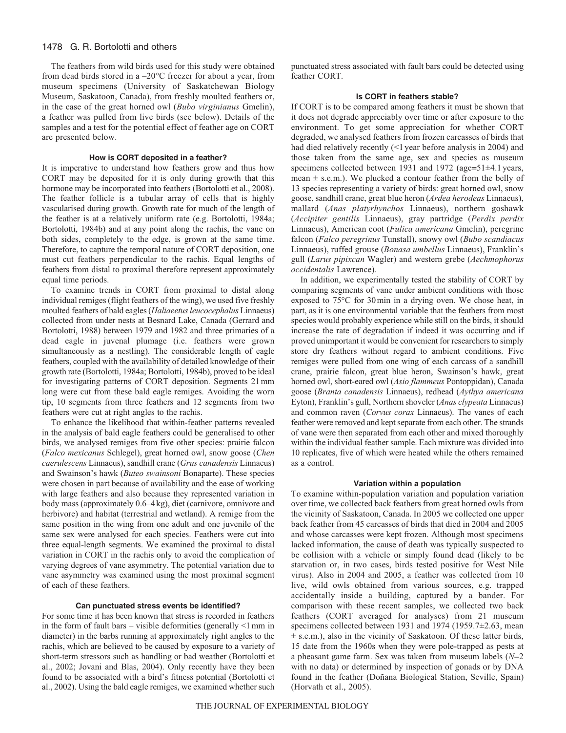The feathers from wild birds used for this study were obtained from dead birds stored in a –20°C freezer for about a year, from museum specimens (University of Saskatchewan Biology Museum, Saskatoon, Canada), from freshly moulted feathers or, in the case of the great horned owl (*Bubo virginianus* Gmelin), a feather was pulled from live birds (see below). Details of the samples and a test for the potential effect of feather age on CORT are presented below.

### How is CORT deposited in a feather?

It is imperative to understand how feathers grow and thus how CORT may be deposited for it is only during growth that this hormone may be incorporated into feathers (Bortolotti et al., 2008). The feather follicle is a tubular array of cells that is highly vascularised during growth. Growth rate for much of the length of the feather is at a relatively uniform rate (e.g. Bortolotti, 1984a; Bortolotti, 1984b) and at any point along the rachis, the vane on both sides, completely to the edge, is grown at the same time. Therefore, to capture the temporal nature of CORT deposition, one must cut feathers perpendicular to the rachis. Equal lengths of feathers from distal to proximal therefore represent approximately equal time periods.

To examine trends in CORT from proximal to distal along individual remiges (flight feathers of the wing), we used five freshly moulted feathers of bald eagles (*Haliaeetus leucocephalus* Linnaeus) collected from under nests at Besnard Lake, Canada (Gerrard and Bortolotti, 1988) between 1979 and 1982 and three primaries of a dead eagle in juvenal plumage (i.e. feathers were grown simultaneously as a nestling). The considerable length of eagle feathers, coupled with the availability of detailed knowledge of their growth rate (Bortolotti, 1984a; Bortolotti, 1984b), proved to be ideal for investigating patterns of CORT deposition. Segments 21 mm long were cut from these bald eagle remiges. Avoiding the worn tip, 10 segments from three feathers and 12 segments from two feathers were cut at right angles to the rachis.

To enhance the likelihood that within-feather patterns revealed in the analysis of bald eagle feathers could be generalised to other birds, we analysed remiges from five other species: prairie falcon (*Falco mexicanus* Schlegel), great horned owl, snow goose (*Chen caerulescens* Linnaeus), sandhill crane (*Grus canadensis* Linnaeus) and Swainson's hawk (*Buteo swainsoni* Bonaparte). These species were chosen in part because of availability and the ease of working with large feathers and also because they represented variation in body mass (approximately 0.6–4 kg), diet (carnivore, omnivore and herbivore) and habitat (terrestrial and wetland). A remige from the same position in the wing from one adult and one juvenile of the same sex were analysed for each species. Feathers were cut into three equal-length segments. We examined the proximal to distal variation in CORT in the rachis only to avoid the complication of varying degrees of vane asymmetry. The potential variation due to vane asymmetry was examined using the most proximal segment of each of these feathers.

### Can punctuated stress events be identified?

For some time it has been known that stress is recorded in feathers in the form of fault bars – visible deformities (generally <1 mm in diameter) in the barbs running at approximately right angles to the rachis, which are believed to be caused by exposure to a variety of short-term stressors such as handling or bad weather (Bortolotti et al., 2002; Jovani and Blas, 2004). Only recently have they been found to be associated with a bird's fitness potential (Bortolotti et al., 2002). Using the bald eagle remiges, we examined whether such punctuated stress associated with fault bars could be detected using feather CORT.

### Is CORT in feathers stable?

If CORT is to be compared among feathers it must be shown that it does not degrade appreciably over time or after exposure to the environment. To get some appreciation for whether CORT degraded, we analysed feathers from frozen carcasses of birds that had died relatively recently (<1 year before analysis in 2004) and those taken from the same age, sex and species as museum specimens collected between 1931 and 1972 (age=51±4.1 years, mean ± s.e.m.). We plucked a contour feather from the belly of 13 species representing a variety of birds: great horned owl, snow goose, sandhill crane, great blue heron (*Ardea herodeas* Linnaeus), mallard (*Anas platyrhynchos* Linnaeus), northern goshawk (*Accipiter gentilis* Linnaeus), gray partridge (*Perdix perdix* Linnaeus), American coot (*Fulica americana* Gmelin), peregrine falcon (*Falco peregrinus* Tunstall), snowy owl (*Bubo scandiacus* Linnaeus), ruffed grouse (*Bonasa umbellus* Linnaeus), Franklin's gull (*Larus pipixcan* Wagler) and western grebe (*Aechmophorus occidentalis* Lawrence).

In addition, we experimentally tested the stability of CORT by comparing segments of vane under ambient conditions with those exposed to 75°C for 30 min in a drying oven. We chose heat, in part, as it is one environmental variable that the feathers from most species would probably experience while still on the birds, it should increase the rate of degradation if indeed it was occurring and if proved unimportant it would be convenient for researchers to simply store dry feathers without regard to ambient conditions. Five remiges were pulled from one wing of each carcass of a sandhill crane, prairie falcon, great blue heron, Swainson's hawk, great horned owl, short-eared owl (*Asio flammeus* Pontoppidan), Canada goose (*Branta canadensis* Linnaeus), redhead (*Aythya americana* Eyton), Franklin's gull, Northern shoveler (*Anas clypeata* Linnaeus) and common raven (*Corvus corax* Linnaeus). The vanes of each feather were removed and kept separate from each other. The strands of vane were then separated from each other and mixed thoroughly within the individual feather sample. Each mixture was divided into 10 replicates, five of which were heated while the others remained as a control.

### Variation within a population

To examine within-population variation and population variation over time, we collected back feathers from great horned owls from the vicinity of Saskatoon, Canada. In 2005 we collected one upper back feather from 45 carcasses of birds that died in 2004 and 2005 and whose carcasses were kept frozen. Although most specimens lacked information, the cause of death was typically suspected to be collision with a vehicle or simply found dead (likely to be starvation or, in two cases, birds tested positive for West Nile virus). Also in 2004 and 2005, a feather was collected from 10 live, wild owls obtained from various sources, e.g. trapped accidentally inside a building, captured by a bander. For comparison with these recent samples, we collected two back feathers (CORT averaged for analyses) from 21 museum specimens collected between 1931 and 1974 (1959.7±2.63, mean ± s.e.m.), also in the vicinity of Saskatoon. Of these latter birds, 15 date from the 1960s when they were pole-trapped as pests at a pheasant game farm. Sex was taken from museum labels ($N$=2 with no data) or determined by inspection of gonads or by DNA found in the feather (Doñana Biological Station, Seville, Spain) (Horvath et al., 2005).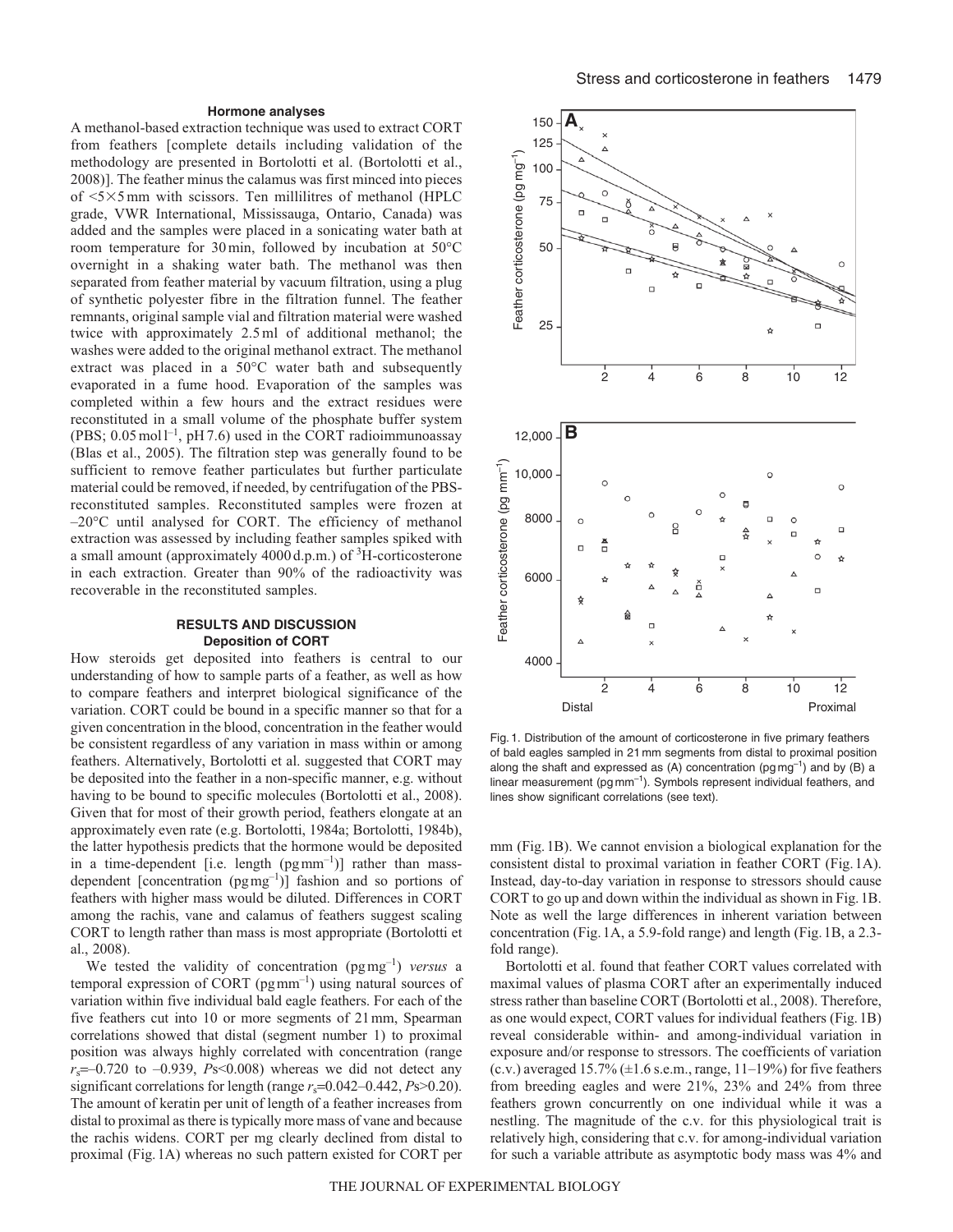### Hormone analyses

A methanol-based extraction technique was used to extract CORT from feathers [complete details including validation of the methodology are presented in Bortolotti et al. (Bortolotti et al., 2008)]. The feather minus the calamus was first minced into pieces of <5×5 mm with scissors. Ten millilitres of methanol (HPLC grade, VWR International, Mississauga, Ontario, Canada) was added and the samples were placed in a sonicating water bath at room temperature for 30 min, followed by incubation at 50°C overnight in a shaking water bath. The methanol was then separated from feather material by vacuum filtration, using a plug of synthetic polyester fibre in the filtration funnel. The feather remnants, original sample vial and filtration material were washed twice with approximately 2.5 ml of additional methanol; the washes were added to the original methanol extract. The methanol extract was placed in a 50°C water bath and subsequently evaporated in a fume hood. Evaporation of the samples was completed within a few hours and the extract residues were reconstituted in a small volume of the phosphate buffer system (PBS; 0.05 mol l$^{-1}$, pH 7.6) used in the CORT radioimmunoassay (Blas et al., 2005). The filtration step was generally found to be sufficient to remove feather particulates but further particulate material could be removed, if needed, by centrifugation of the PBS-reconstituted samples. Reconstituted samples were frozen at –20°C until analysed for CORT. The efficiency of methanol extraction was assessed by including feather samples spiked with a small amount (approximately 4000 d.p.m.) of $^3$H-corticosterone in each extraction. Greater than 90% of the radioactivity was recoverable in the reconstituted samples.

## RESULTS AND DISCUSSION

### Deposition of CORT

How steroids get deposited into feathers is central to our understanding of how to sample parts of a feather, as well as how to compare feathers and interpret biological significance of the variation. CORT could be bound in a specific manner so that for a given concentration in the blood, concentration in the feather would be consistent regardless of any variation in mass within or among feathers. Alternatively, Bortolotti et al. suggested that CORT may be deposited into the feather in a non-specific manner, e.g. without having to be bound to specific molecules (Bortolotti et al., 2008). Given that for most of their growth period, feathers elongate at an approximately even rate (e.g. Bortolotti, 1984a; Bortolotti, 1984b), the latter hypothesis predicts that the hormone would be deposited in a time-dependent [i.e. length (pg mm$^{-1}$)] rather than mass-dependent [concentration (pg mg$^{-1}$)] fashion and so portions of feathers with higher mass would be diluted. Differences in CORT among the rachis, vane and calamus of feathers suggest scaling CORT to length rather than mass is most appropriate (Bortolotti et al., 2008).

We tested the validity of concentration (pg mg$^{-1}$) *versus* a temporal expression of CORT (pg mm$^{-1}$) using natural sources of variation within five individual bald eagle feathers. For each of the five feathers cut into 10 or more segments of 21 mm, Spearman correlations showed that distal (segment number 1) to proximal position was always highly correlated with concentration (range $r_s$=–0.720 to –0.939, *P*s<0.008) whereas we did not detect any significant correlations for length (range $r_s$=0.042–0.442, *P*s>0.20). The amount of keratin per unit of length of a feather increases from distal to proximal as there is typically more mass of vane and because the rachis widens. CORT per mg clearly declined from distal to proximal (Fig. 1A) whereas no such pattern existed for CORT per mm (Fig. 1B). We cannot envision a biological explanation for the consistent distal to proximal variation in feather CORT (Fig. 1A). Instead, day-to-day variation in response to stressors should cause CORT to go up and down within the individual as shown in Fig. 1B. Note as well the large differences in inherent variation between concentration (Fig. 1A, a 5.9-fold range) and length (Fig. 1B, a 2.3-fold range).

Fig. 1. Distribution of the amount of corticosterone in five primary feathers of bald eagles sampled in 21 mm segments from distal to proximal position along the shaft and expressed as (A) concentration (pg mg$^{-1}$) and by (B) a linear measurement (pg mm$^{-1}$). Symbols represent individual feathers, and lines show significant correlations (see text).

Bortolotti et al. found that feather CORT values correlated with maximal values of plasma CORT after an experimentally induced stress rather than baseline CORT (Bortolotti et al., 2008). Therefore, as one would expect, CORT values for individual feathers (Fig. 1B) reveal considerable within- and among-individual variation in exposure and/or response to stressors. The coefficients of variation (c.v.) averaged 15.7% (±1.6 s.e.m., range, 11–19%) for five feathers from breeding eagles and were 21%, 23% and 24% from three feathers grown concurrently on one individual while it was a nestling. The magnitude of the c.v. for this physiological trait is relatively high, considering that c.v. for among-individual variation for such a variable attribute as asymptotic body mass was 4% and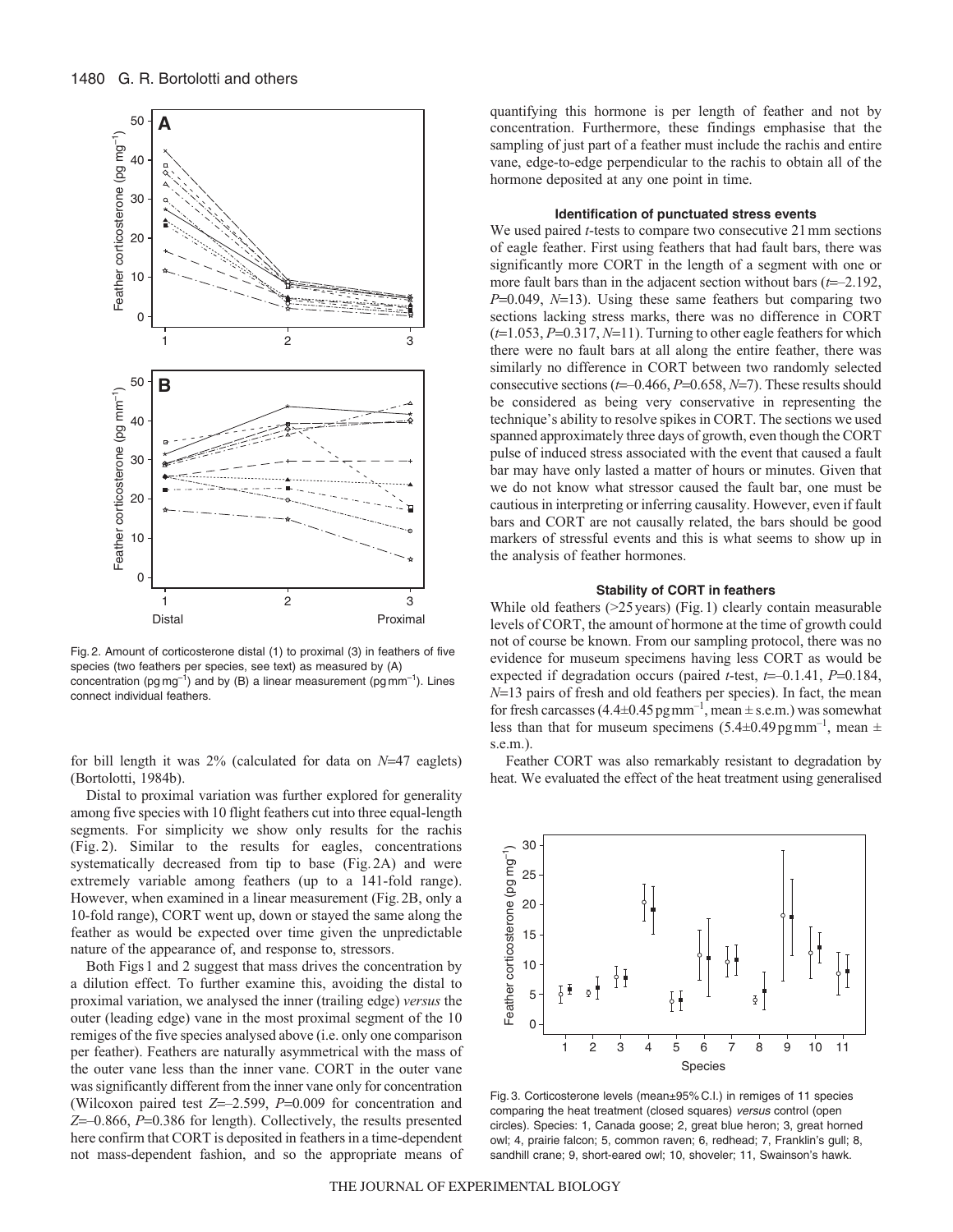Fig. 2. Amount of corticosterone distal (1) to proximal (3) in feathers of five species (two feathers per species, see text) as measured by (A) concentration (pg mg$^{-1}$) and by (B) a linear measurement (pg mm$^{-1}$). Lines connect individual feathers.

for bill length it was 2% (calculated for data on $N$=47 eaglets) (Bortolotti, 1984b).

Distal to proximal variation was further explored for generality among five species with 10 flight feathers cut into three equal-length segments. For simplicity we show only results for the rachis (Fig. 2). Similar to the results for eagles, concentrations systematically decreased from tip to base (Fig. 2A) and were extremely variable among feathers (up to a 141-fold range). However, when examined in a linear measurement (Fig. 2B, only a 10-fold range), CORT went up, down or stayed the same along the feather as would be expected over time given the unpredictable nature of the appearance of, and response to, stressors.

Both Figs 1 and 2 suggest that mass drives the concentration by a dilution effect. To further examine this, avoiding the distal to proximal variation, we analysed the inner (trailing edge) *versus* the outer (leading edge) vane in the most proximal segment of the 10 remiges of the five species analysed above (i.e. only one comparison per feather). Feathers are naturally asymmetrical with the mass of the outer vane less than the inner vane. CORT in the outer vane was significantly different from the inner vane only for concentration (Wilcoxon paired test $Z$=–2.599, $P$=0.009 for concentration and $Z$=–0.866, $P$=0.386 for length). Collectively, the results presented here confirm that CORT is deposited in feathers in a time-dependent not mass-dependent fashion, and so the appropriate means of quantifying this hormone is per length of feather and not by concentration. Furthermore, these findings emphasise that the sampling of just part of a feather must include the rachis and entire vane, edge-to-edge perpendicular to the rachis to obtain all of the hormone deposited at any one point in time.

### Identification of punctuated stress events

We used paired *t*-tests to compare two consecutive 21 mm sections of eagle feather. First using feathers that had fault bars, there was significantly more CORT in the length of a segment with one or more fault bars than in the adjacent section without bars ($t$=–2.192, $P$=0.049, $N$=13). Using these same feathers but comparing two sections lacking stress marks, there was no difference in CORT ($t$=1.053, $P$=0.317, $N$=11). Turning to other eagle feathers for which there were no fault bars at all along the entire feather, there was similarly no difference in CORT between two randomly selected consecutive sections ($t$=–0.466, $P$=0.658, $N$=7). These results should be considered as being very conservative in representing the technique's ability to resolve spikes in CORT. The sections we used spanned approximately three days of growth, even though the CORT pulse of induced stress associated with the event that caused a fault bar may have only lasted a matter of hours or minutes. Given that we do not know what stressor caused the fault bar, one must be cautious in interpreting or inferring causality. However, even if fault bars and CORT are not causally related, the bars should be good markers of stressful events and this is what seems to show up in the analysis of feather hormones.

### Stability of CORT in feathers

While old feathers (>25 years) (Fig. 1) clearly contain measurable levels of CORT, the amount of hormone at the time of growth could not of course be known. From our sampling protocol, there was no evidence for museum specimens having less CORT as would be expected if degradation occurs (paired *t*-test, $t$=–0.1.41, $P$=0.184, $N$=13 pairs of fresh and old feathers per species). In fact, the mean for fresh carcasses (4.4±0.45 pg mm$^{-1}$, mean ± s.e.m.) was somewhat less than that for museum specimens (5.4±0.49 pg mm$^{-1}$, mean ± s.e.m.).

Feather CORT was also remarkably resistant to degradation by heat. We evaluated the effect of the heat treatment using generalised

Fig. 3. Corticosterone levels (mean±95% C.I.) in remiges of 11 species comparing the heat treatment (closed squares) *versus* control (open circles). Species: 1, Canada goose; 2, great blue heron; 3, great horned owl; 4, prairie falcon; 5, common raven; 6, redhead; 7, Franklin's gull; 8, sandhill crane; 9, short-eared owl; 10, shoveler; 11, Swainson's hawk.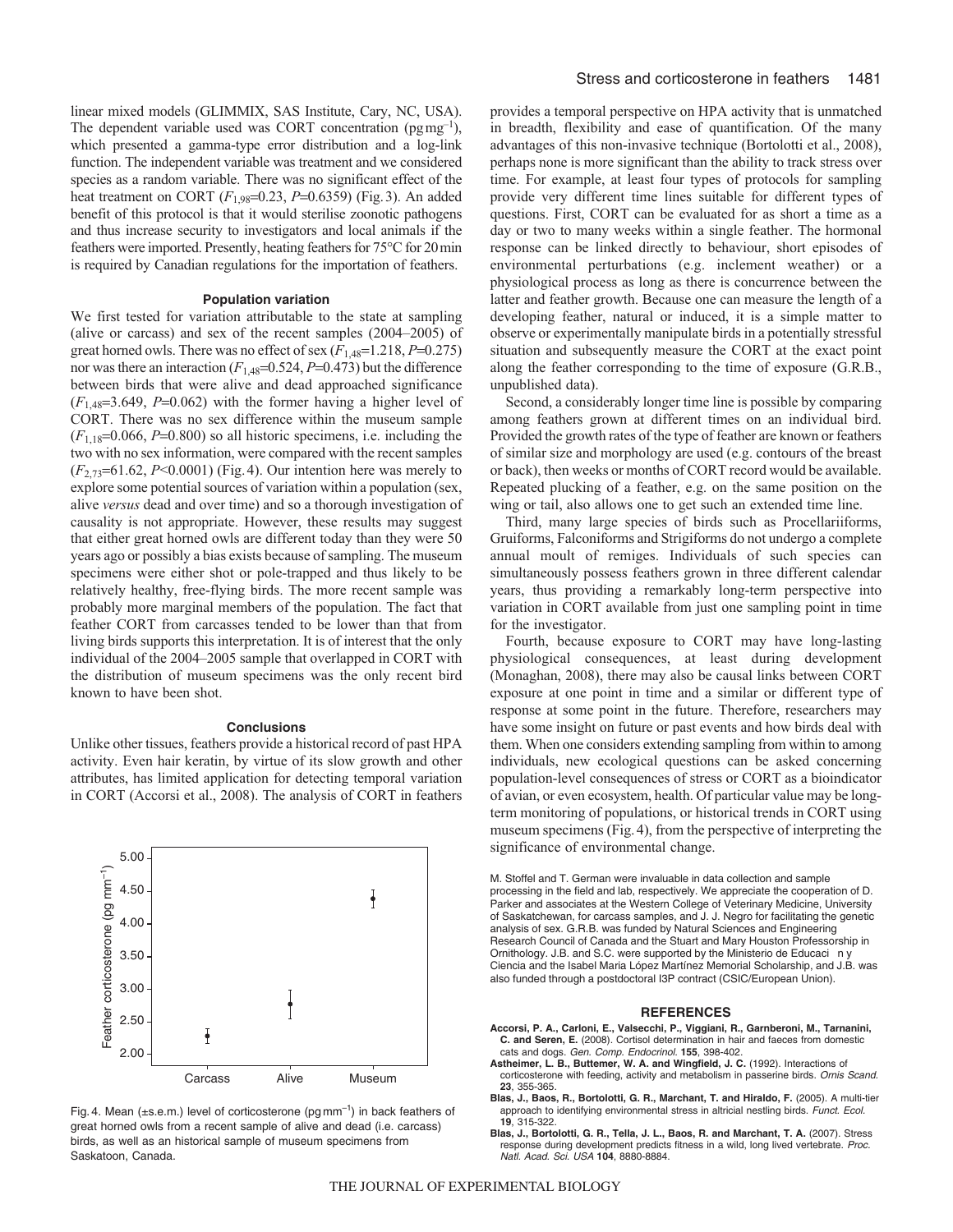linear mixed models (GLIMMIX, SAS Institute, Cary, NC, USA). The dependent variable used was CORT concentration (pg mg$^{-1}$), which presented a gamma-type error distribution and a log-link function. The independent variable was treatment and we considered species as a random variable. There was no significant effect of the heat treatment on CORT ($F_{1,98}$=0.23, $P$=0.6359) (Fig. 3). An added benefit of this protocol is that it would sterilise zoonotic pathogens and thus increase security to investigators and local animals if the feathers were imported. Presently, heating feathers for 75°C for 20 min is required by Canadian regulations for the importation of feathers.

### Population variation

We first tested for variation attributable to the state at sampling (alive or carcass) and sex of the recent samples (2004–2005) of great horned owls. There was no effect of sex ($F_{1,48}$=1.218, $P$=0.275) nor was there an interaction ($F_{1,48}$=0.524, $P$=0.473) but the difference between birds that were alive and dead approached significance ($F_{1,48}$=3.649, $P$=0.062) with the former having a higher level of CORT. There was no sex difference within the museum sample ($F_{1,18}$=0.066, $P$=0.800) so all historic specimens, i.e. including the two with no sex information, were compared with the recent samples ($F_{2,73}$=61.62, $P$<0.0001) (Fig. 4). Our intention here was merely to explore some potential sources of variation within a population (sex, alive *versus* dead and over time) and so a thorough investigation of causality is not appropriate. However, these results may suggest that either great horned owls are different today than they were 50 years ago or possibly a bias exists because of sampling. The museum specimens were either shot or pole-trapped and thus likely to be relatively healthy, free-flying birds. The more recent sample was probably more marginal members of the population. The fact that feather CORT from carcasses tended to be lower than that from living birds supports this interpretation. It is of interest that the only individual of the 2004–2005 sample that overlapped in CORT with the distribution of museum specimens was the only recent bird known to have been shot.

### Conclusions

Unlike other tissues, feathers provide a historical record of past HPA activity. Even hair keratin, by virtue of its slow growth and other attributes, has limited application for detecting temporal variation in CORT (Accorsi et al., 2008). The analysis of CORT in feathers provides a temporal perspective on HPA activity that is unmatched in breadth, flexibility and ease of quantification. Of the many advantages of this non-invasive technique (Bortolotti et al., 2008), perhaps none is more significant than the ability to track stress over time. For example, at least four types of protocols for sampling provide very different time lines suitable for different types of questions. First, CORT can be evaluated for as short a time as a day or two to many weeks within a single feather. The hormonal response can be linked directly to behaviour, short episodes of environmental perturbations (e.g. inclement weather) or a physiological process as long as there is concurrence between the latter and feather growth. Because one can measure the length of a developing feather, natural or induced, it is a simple matter to observe or experimentally manipulate birds in a potentially stressful situation and subsequently measure the CORT at the exact point along the feather corresponding to the time of exposure (G.R.B., unpublished data).

Second, a considerably longer time line is possible by comparing among feathers grown at different times on an individual bird. Provided the growth rates of the type of feather are known or feathers of similar size and morphology are used (e.g. contours of the breast or back), then weeks or months of CORT record would be available. Repeated plucking of a feather, e.g. on the same position on the wing or tail, also allows one to get such an extended time line.

Third, many large species of birds such as Procellariiforms, Gruiforms, Falconiforms and Strigiforms do not undergo a complete annual moult of remiges. Individuals of such species can simultaneously possess feathers grown in three different calendar years, thus providing a remarkably long-term perspective into variation in CORT available from just one sampling point in time for the investigator.

Fourth, because exposure to CORT may have long-lasting physiological consequences, at least during development (Monaghan, 2008), there may also be causal links between CORT exposure at one point in time and a similar or different type of response at some point in the future. Therefore, researchers may have some insight on future or past events and how birds deal with them. When one considers extending sampling from within to among individuals, new ecological questions can be asked concerning population-level consequences of stress or CORT as a bioindicator of avian, or even ecosystem, health. Of particular value may be long-term monitoring of populations, or historical trends in CORT using museum specimens (Fig. 4), from the perspective of interpreting the significance of environmental change.

Feather corticosterone (pg mm$^{-1}$)
5.00
4.50
4.00
3.50
3.00
2.50
2.00
Carcass
Alive
Museum

Fig. 4. Mean (±s.e.m.) level of corticosterone (pg mm$^{-1}$) in back feathers of great horned owls from a recent sample of alive and dead (i.e. carcass) birds, as well as an historical sample of museum specimens from Saskatoon, Canada.

M. Stoffel and T. German were invaluable in data collection and sample processing in the field and lab, respectively. We appreciate the cooperation of D. Parker and associates at the Western College of Veterinary Medicine, University of Saskatchewan, for carcass samples, and J. J. Negro for facilitating the genetic analysis of sex. G.R.B. was funded by Natural Sciences and Engineering Research Council of Canada and the Stuart and Mary Houston Professorship in Ornithology. J.B. and S.C. were supported by the Ministerio de Educaci n y Ciencia and the Isabel Maria López Martínez Memorial Scholarship, and J.B. was also funded through a postdoctoral I3P contract (CSIC/European Union).

## REFERENCES

**Accorsi, P. A., Carloni, E., Valsecchi, P., Viggiani, R., Garnberoni, M., Tarnanini, C. and Seren, E.** (2008). Cortisol determination in hair and faeces from domestic cats and dogs. *Gen. Comp. Endocrinol.* **155**, 398-402.

**Astheimer, L. B., Buttemer, W. A. and Wingfield, J. C.** (1992). Interactions of corticosterone with feeding, activity and metabolism in passerine birds. *Ornis Scand.* **23**, 355-365.

**Blas, J., Baos, R., Bortolotti, G. R., Marchant, T. and Hiraldo, F.** (2005). A multi-tier approach to identifying environmental stress in altricial nestling birds. *Funct. Ecol.* **19**, 315-322.

**Blas, J., Bortolotti, G. R., Tella, J. L., Baos, R. and Marchant, T. A.** (2007). Stress response during development predicts fitness in a wild, long lived vertebrate. *Proc. Natl. Acad. Sci. USA* **104**, 8880-8884.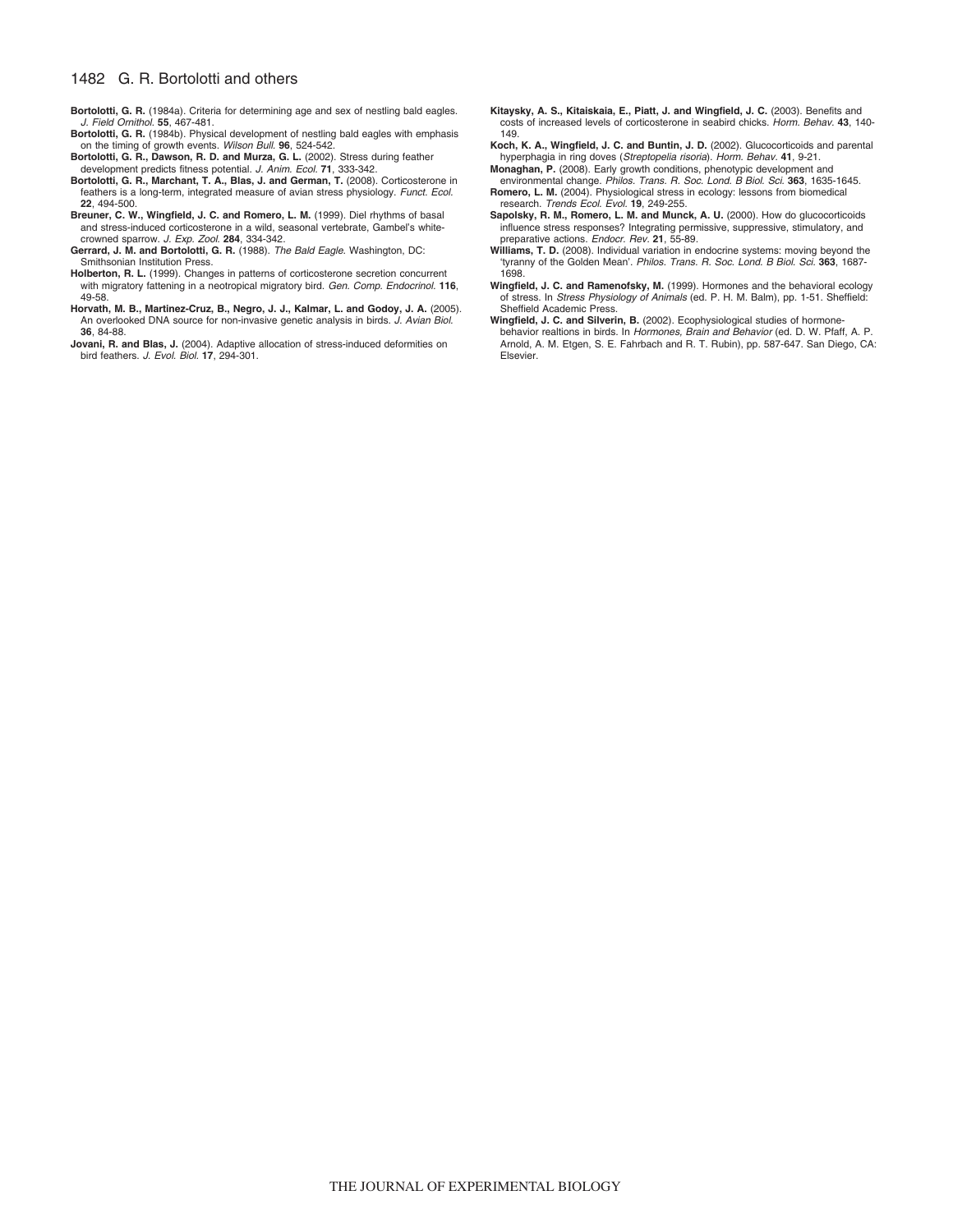**Bortolotti, G. R.** (1984a). Criteria for determining age and sex of nestling bald eagles. *J. Field Ornithol.* **55**, 467-481.

**Bortolotti, G. R.** (1984b). Physical development of nestling bald eagles with emphasis on the timing of growth events. *Wilson Bull.* **96**, 524-542.

**Bortolotti, G. R., Dawson, R. D. and Murza, G. L.** (2002). Stress during feather development predicts fitness potential. *J. Anim. Ecol.* **71**, 333-342.

**Bortolotti, G. R., Marchant, T. A., Blas, J. and German, T.** (2008). Corticosterone in feathers is a long-term, integrated measure of avian stress physiology. *Funct. Ecol.* **22**, 494-500.

**Breuner, C. W., Wingfield, J. C. and Romero, L. M.** (1999). Diel rhythms of basal and stress-induced corticosterone in a wild, seasonal vertebrate, Gambel's white-crowned sparrow. *J. Exp. Zool.* **284**, 334-342.

**Gerrard, J. M. and Bortolotti, G. R.** (1988). *The Bald Eagle.* Washington, DC: Smithsonian Institution Press.

**Holberton, R. L.** (1999). Changes in patterns of corticosterone secretion concurrent with migratory fattening in a neotropical migratory bird. *Gen. Comp. Endocrinol.* **116**, 49-58.

**Horvath, M. B., Martinez-Cruz, B., Negro, J. J., Kalmar, L. and Godoy, J. A.** (2005). An overlooked DNA source for non-invasive genetic analysis in birds. *J. Avian Biol.* **36**, 84-88.

**Jovani, R. and Blas, J.** (2004). Adaptive allocation of stress-induced deformities on bird feathers. *J. Evol. Biol.* **17**, 294-301.

**Kitaysky, A. S., Kitaiskaia, E., Piatt, J. and Wingfield, J. C.** (2003). Benefits and costs of increased levels of corticosterone in seabird chicks. *Horm. Behav.* **43**, 140-149.

**Koch, K. A., Wingfield, J. C. and Buntin, J. D.** (2002). Glucocorticoids and parental hyperphagia in ring doves (*Streptopelia risoria*). *Horm. Behav.* **41**, 9-21.

**Monaghan, P.** (2008). Early growth conditions, phenotypic development and environmental change. *Philos. Trans. R. Soc. Lond. B Biol. Sci.* **363**, 1635-1645.

**Romero, L. M.** (2004). Physiological stress in ecology: lessons from biomedical research. *Trends Ecol. Evol.* **19**, 249-255.

**Sapolsky, R. M., Romero, L. M. and Munck, A. U.** (2000). How do glucocorticoids influence stress responses? Integrating permissive, suppressive, stimulatory, and preparative actions. *Endocr. Rev.* **21**, 55-89.

**Williams, T. D.** (2008). Individual variation in endocrine systems: moving beyond the 'tyranny of the Golden Mean'. *Philos. Trans. R. Soc. Lond. B Biol. Sci.* **363**, 1687-1698.

**Wingfield, J. C. and Ramenofsky, M.** (1999). Hormones and the behavioral ecology of stress. In *Stress Physiology of Animals* (ed. P. H. M. Balm), pp. 1-51. Sheffield: Sheffield Academic Press.

**Wingfield, J. C. and Silverin, B.** (2002). Ecophysiological studies of hormone-behavior realtions in birds. In *Hormones, Brain and Behavior* (ed. D. W. Pfaff, A. P. Arnold, A. M. Etgen, S. E. Fahrbach and R. T. Rubin), pp. 587-647. San Diego, CA: Elsevier.